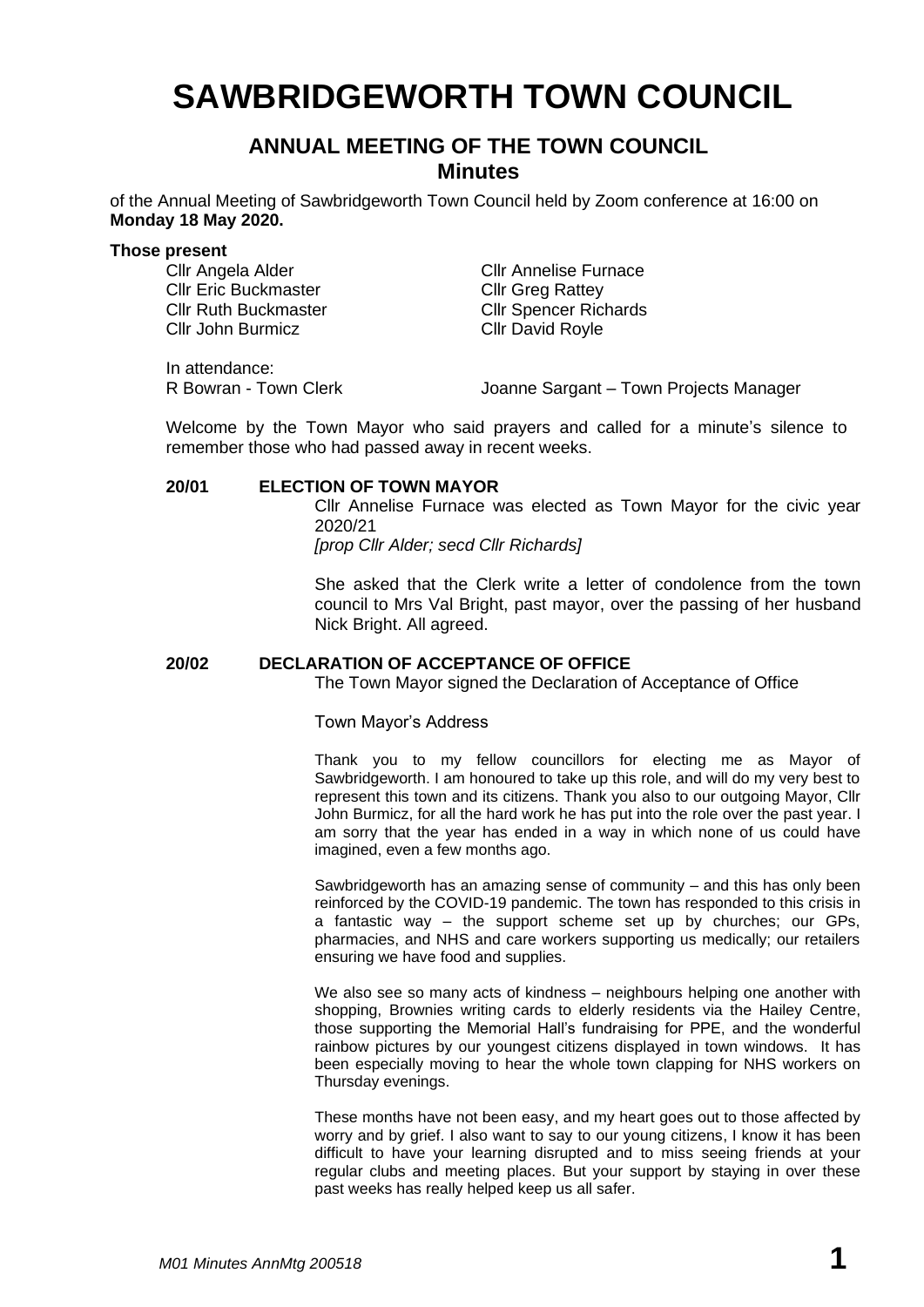# SAWBRIDGEWORTH TOWN COUNCIL

## ANNUAL MEETING OF THE TOWN COUNCIL

### Minutes

of the Annual Meeting of Sawbridgeworth Town Council held by Zoom conference at 16:00 on **Monday 18 May 2020.**

**Those present**

Cllr Angela Alder
Cllr Eric Buckmaster
Cllr Ruth Buckmaster
Cllr John Burmicz
Cllr Annelise Furnace
Cllr Greg Rattey
Cllr Spencer Richards
Cllr David Royle

In attendance:
R Bowran - Town Clerk
Joanne Sargant – Town Projects Manager

Welcome by the Town Mayor who said prayers and called for a minute's silence to remember those who had passed away in recent weeks.

**20/01 ELECTION OF TOWN MAYOR**

Cllr Annelise Furnace was elected as Town Mayor for the civic year 2020/21
*[prop Cllr Alder; secd Cllr Richards]*

She asked that the Clerk write a letter of condolence from the town council to Mrs Val Bright, past mayor, over the passing of her husband Nick Bright. All agreed.

**20/02 DECLARATION OF ACCEPTANCE OF OFFICE**

The Town Mayor signed the Declaration of Acceptance of Office

Town Mayor's Address

Thank you to my fellow councillors for electing me as Mayor of Sawbridgeworth. I am honoured to take up this role, and will do my very best to represent this town and its citizens. Thank you also to our outgoing Mayor, Cllr John Burmicz, for all the hard work he has put into the role over the past year. I am sorry that the year has ended in a way in which none of us could have imagined, even a few months ago.

Sawbridgeworth has an amazing sense of community – and this has only been reinforced by the COVID-19 pandemic. The town has responded to this crisis in a fantastic way – the support scheme set up by churches; our GPs, pharmacies, and NHS and care workers supporting us medically; our retailers ensuring we have food and supplies.

We also see so many acts of kindness – neighbours helping one another with shopping, Brownies writing cards to elderly residents via the Hailey Centre, those supporting the Memorial Hall's fundraising for PPE, and the wonderful rainbow pictures by our youngest citizens displayed in town windows. It has been especially moving to hear the whole town clapping for NHS workers on Thursday evenings.

These months have not been easy, and my heart goes out to those affected by worry and by grief. I also want to say to our young citizens, I know it has been difficult to have your learning disrupted and to miss seeing friends at your regular clubs and meeting places. But your support by staying in over these past weeks has really helped keep us all safer.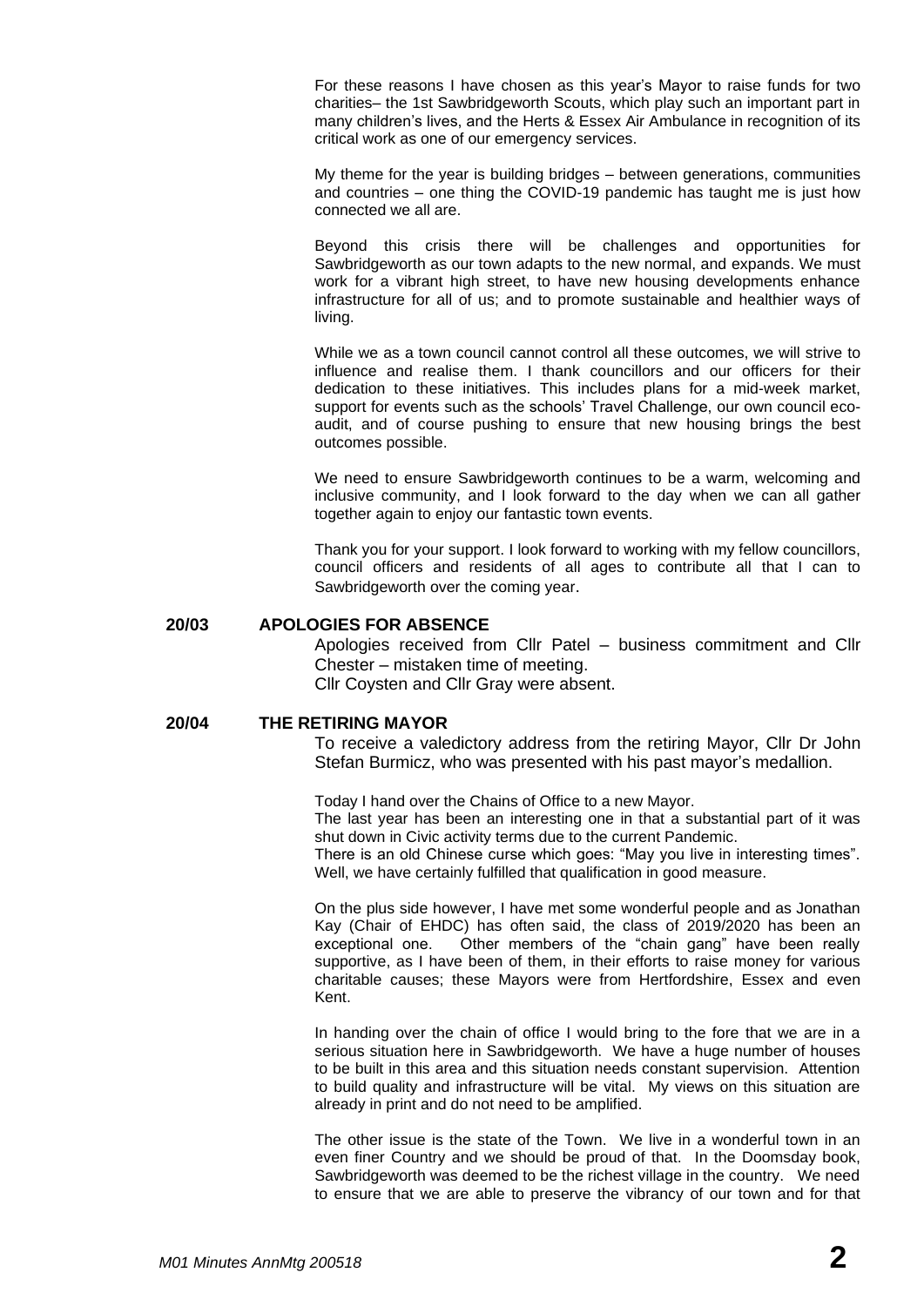For these reasons I have chosen as this year's Mayor to raise funds for two charities– the 1st Sawbridgeworth Scouts, which play such an important part in many children's lives, and the Herts & Essex Air Ambulance in recognition of its critical work as one of our emergency services.

My theme for the year is building bridges – between generations, communities and countries – one thing the COVID-19 pandemic has taught me is just how connected we all are.

Beyond this crisis there will be challenges and opportunities for Sawbridgeworth as our town adapts to the new normal, and expands. We must work for a vibrant high street, to have new housing developments enhance infrastructure for all of us; and to promote sustainable and healthier ways of living.

While we as a town council cannot control all these outcomes, we will strive to influence and realise them. I thank councillors and our officers for their dedication to these initiatives. This includes plans for a mid-week market, support for events such as the schools' Travel Challenge, our own council eco-audit, and of course pushing to ensure that new housing brings the best outcomes possible.

We need to ensure Sawbridgeworth continues to be a warm, welcoming and inclusive community, and I look forward to the day when we can all gather together again to enjoy our fantastic town events.

Thank you for your support. I look forward to working with my fellow councillors, council officers and residents of all ages to contribute all that I can to Sawbridgeworth over the coming year.

## 20/03 APOLOGIES FOR ABSENCE

Apologies received from Cllr Patel – business commitment and Cllr Chester – mistaken time of meeting.
Cllr Coysten and Cllr Gray were absent.

## 20/04 THE RETIRING MAYOR

To receive a valedictory address from the retiring Mayor, Cllr Dr John Stefan Burmicz, who was presented with his past mayor's medallion.

Today I hand over the Chains of Office to a new Mayor.
The last year has been an interesting one in that a substantial part of it was shut down in Civic activity terms due to the current Pandemic.
There is an old Chinese curse which goes: "May you live in interesting times". Well, we have certainly fulfilled that qualification in good measure.

On the plus side however, I have met some wonderful people and as Jonathan Kay (Chair of EHDC) has often said, the class of 2019/2020 has been an exceptional one. Other members of the "chain gang" have been really supportive, as I have been of them, in their efforts to raise money for various charitable causes; these Mayors were from Hertfordshire, Essex and even Kent.

In handing over the chain of office I would bring to the fore that we are in a serious situation here in Sawbridgeworth. We have a huge number of houses to be built in this area and this situation needs constant supervision. Attention to build quality and infrastructure will be vital. My views on this situation are already in print and do not need to be amplified.

The other issue is the state of the Town. We live in a wonderful town in an even finer Country and we should be proud of that. In the Doomsday book, Sawbridgeworth was deemed to be the richest village in the country. We need to ensure that we are able to preserve the vibrancy of our town and for that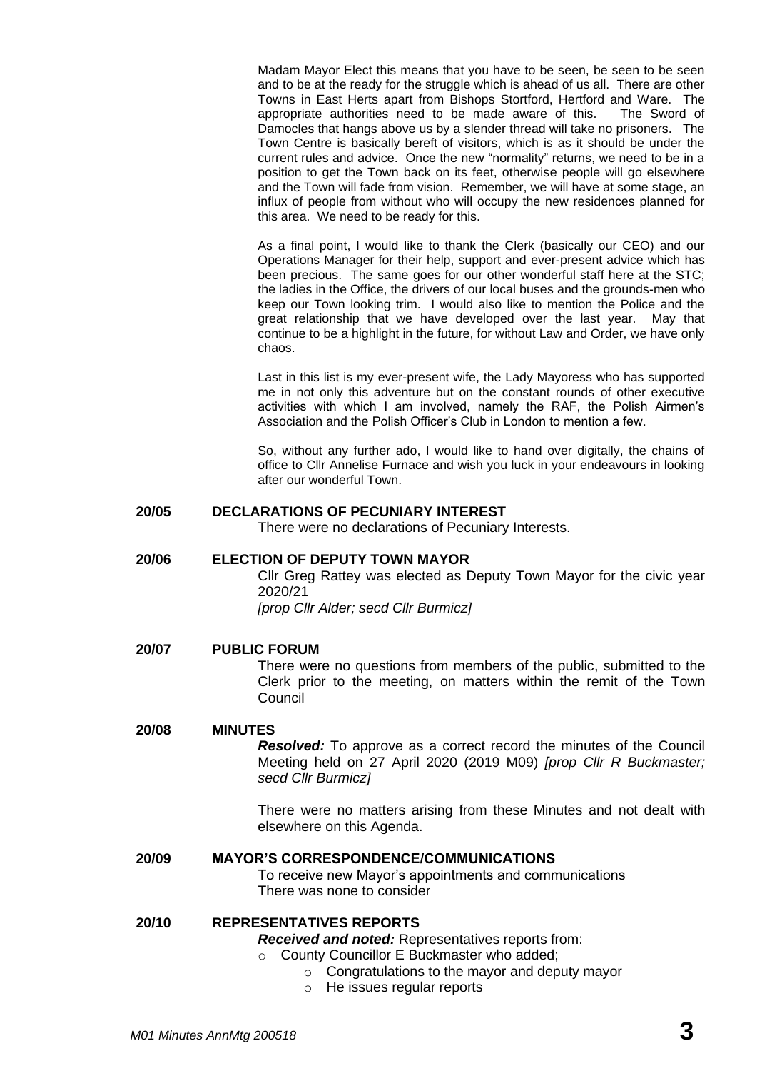Madam Mayor Elect this means that you have to be seen, be seen to be seen and to be at the ready for the struggle which is ahead of us all. There are other Towns in East Herts apart from Bishops Stortford, Hertford and Ware. The appropriate authorities need to be made aware of this. The Sword of Damocles that hangs above us by a slender thread will take no prisoners. The Town Centre is basically bereft of visitors, which is as it should be under the current rules and advice. Once the new "normality" returns, we need to be in a position to get the Town back on its feet, otherwise people will go elsewhere and the Town will fade from vision. Remember, we will have at some stage, an influx of people from without who will occupy the new residences planned for this area. We need to be ready for this.

As a final point, I would like to thank the Clerk (basically our CEO) and our Operations Manager for their help, support and ever-present advice which has been precious. The same goes for our other wonderful staff here at the STC; the ladies in the Office, the drivers of our local buses and the grounds-men who keep our Town looking trim. I would also like to mention the Police and the great relationship that we have developed over the last year. May that continue to be a highlight in the future, for without Law and Order, we have only chaos.

Last in this list is my ever-present wife, the Lady Mayoress who has supported me in not only this adventure but on the constant rounds of other executive activities with which I am involved, namely the RAF, the Polish Airmen's Association and the Polish Officer's Club in London to mention a few.

So, without any further ado, I would like to hand over digitally, the chains of office to Cllr Annelise Furnace and wish you luck in your endeavours in looking after our wonderful Town.

## 20/05 DECLARATIONS OF PECUNIARY INTEREST

There were no declarations of Pecuniary Interests.

## 20/06 ELECTION OF DEPUTY TOWN MAYOR

Cllr Greg Rattey was elected as Deputy Town Mayor for the civic year 2020/21
*[prop Cllr Alder; secd Cllr Burmicz]*

## 20/07 PUBLIC FORUM

There were no questions from members of the public, submitted to the Clerk prior to the meeting, on matters within the remit of the Town Council

## 20/08 MINUTES

***Resolved:*** To approve as a correct record the minutes of the Council Meeting held on 27 April 2020 (2019 M09) *[prop Cllr R Buckmaster; secd Cllr Burmicz]*

There were no matters arising from these Minutes and not dealt with elsewhere on this Agenda.

## 20/09 MAYOR'S CORRESPONDENCE/COMMUNICATIONS

To receive new Mayor's appointments and communications
There was none to consider

## 20/10 REPRESENTATIVES REPORTS

***Received and noted:*** Representatives reports from:

- County Councillor E Buckmaster who added;
  - Congratulations to the mayor and deputy mayor
  - He issues regular reports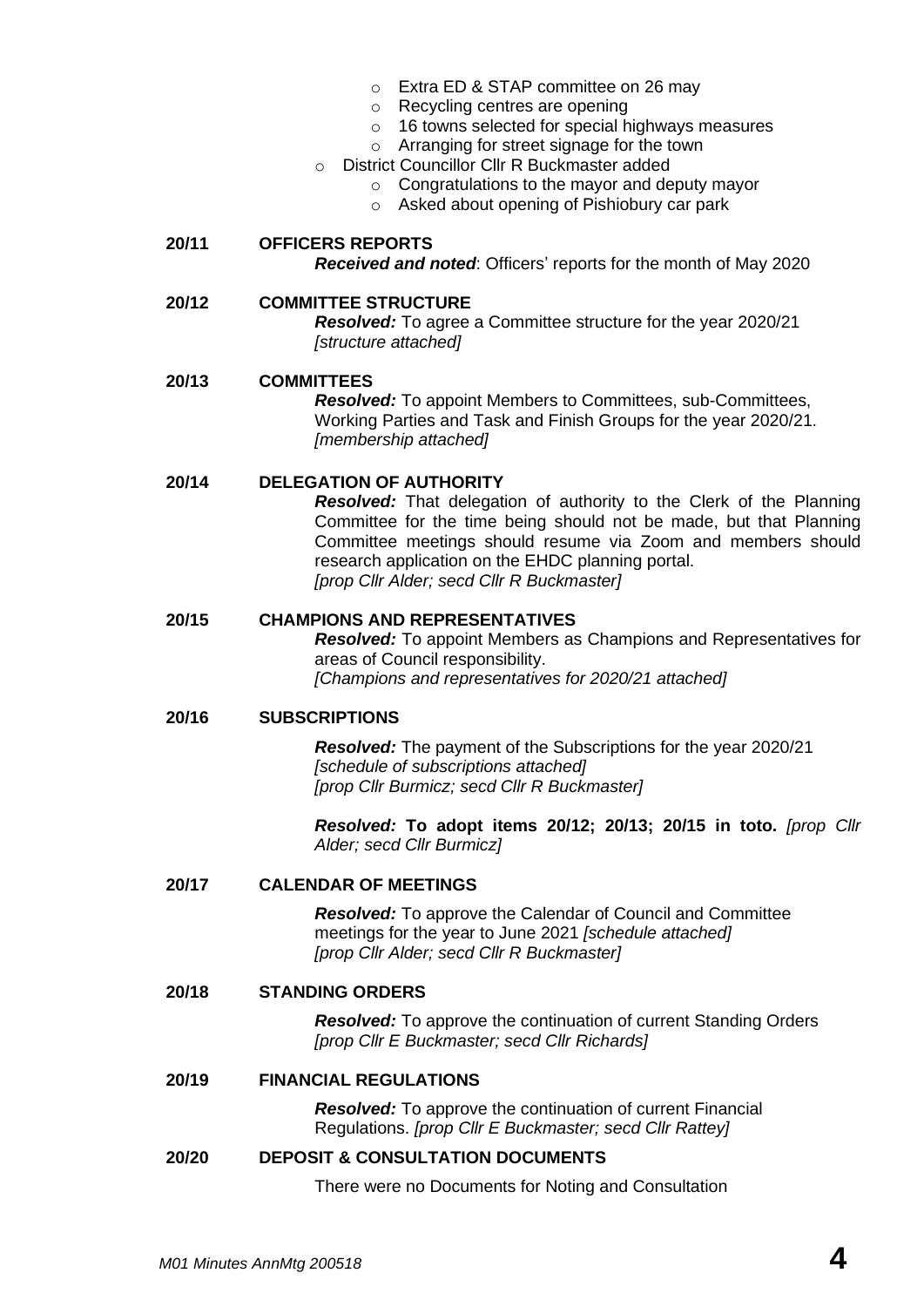- Extra ED & STAP committee on 26 may
    - Recycling centres are opening
    - 16 towns selected for special highways measures
    - Arranging for street signage for the town
  - District Councillor Cllr R Buckmaster added
    - Congratulations to the mayor and deputy mayor
    - Asked about opening of Pishiobury car park

**20/11 OFFICERS REPORTS**

***Received and noted***: Officers' reports for the month of May 2020

**20/12 COMMITTEE STRUCTURE**

***Resolved:*** To agree a Committee structure for the year 2020/21 *[structure attached]*

**20/13 COMMITTEES**

***Resolved:*** To appoint Members to Committees, sub-Committees, Working Parties and Task and Finish Groups for the year 2020/21. *[membership attached]*

**20/14 DELEGATION OF AUTHORITY**

***Resolved:*** That delegation of authority to the Clerk of the Planning Committee for the time being should not be made, but that Planning Committee meetings should resume via Zoom and members should research application on the EHDC planning portal.
*[prop Cllr Alder; secd Cllr R Buckmaster]*

**20/15 CHAMPIONS AND REPRESENTATIVES**

***Resolved:*** To appoint Members as Champions and Representatives for areas of Council responsibility.
*[Champions and representatives for 2020/21 attached]*

**20/16 SUBSCRIPTIONS**

***Resolved:*** The payment of the Subscriptions for the year 2020/21
*[schedule of subscriptions attached]*
*[prop Cllr Burmicz; secd Cllr R Buckmaster]*

***Resolved:*** **To adopt items 20/12; 20/13; 20/15 in toto.** *[prop Cllr Alder; secd Cllr Burmicz]*

**20/17 CALENDAR OF MEETINGS**

***Resolved:*** To approve the Calendar of Council and Committee meetings for the year to June 2021 *[schedule attached]*
*[prop Cllr Alder; secd Cllr R Buckmaster]*

**20/18 STANDING ORDERS**

***Resolved:*** To approve the continuation of current Standing Orders
*[prop Cllr E Buckmaster; secd Cllr Richards]*

**20/19 FINANCIAL REGULATIONS**

***Resolved:*** To approve the continuation of current Financial Regulations. *[prop Cllr E Buckmaster; secd Cllr Rattey]*

**20/20 DEPOSIT & CONSULTATION DOCUMENTS**

There were no Documents for Noting and Consultation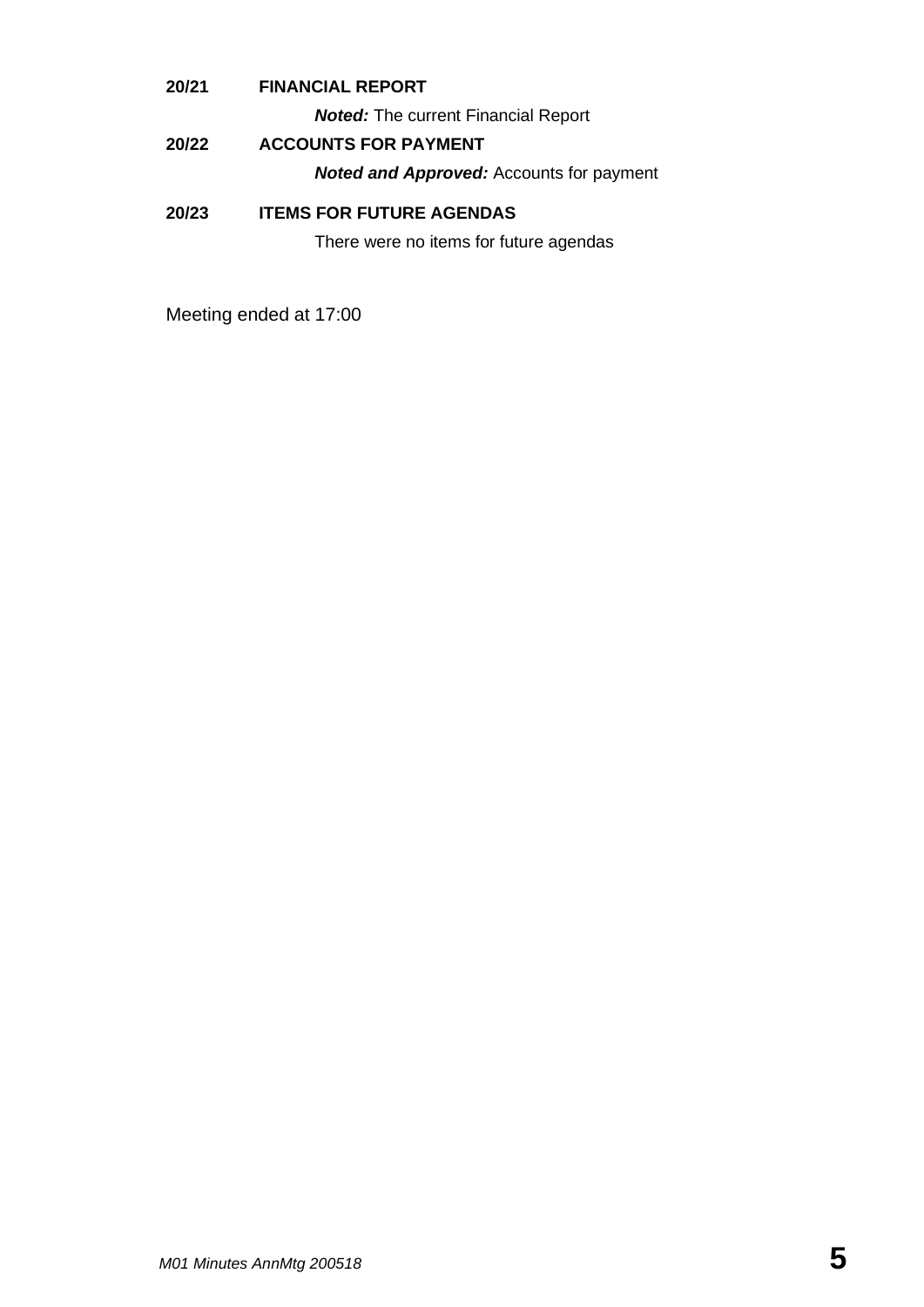**20/21 FINANCIAL REPORT**

***Noted:*** The current Financial Report

**20/22 ACCOUNTS FOR PAYMENT**

***Noted and Approved:*** Accounts for payment

**20/23 ITEMS FOR FUTURE AGENDAS**

There were no items for future agendas

Meeting ended at 17:00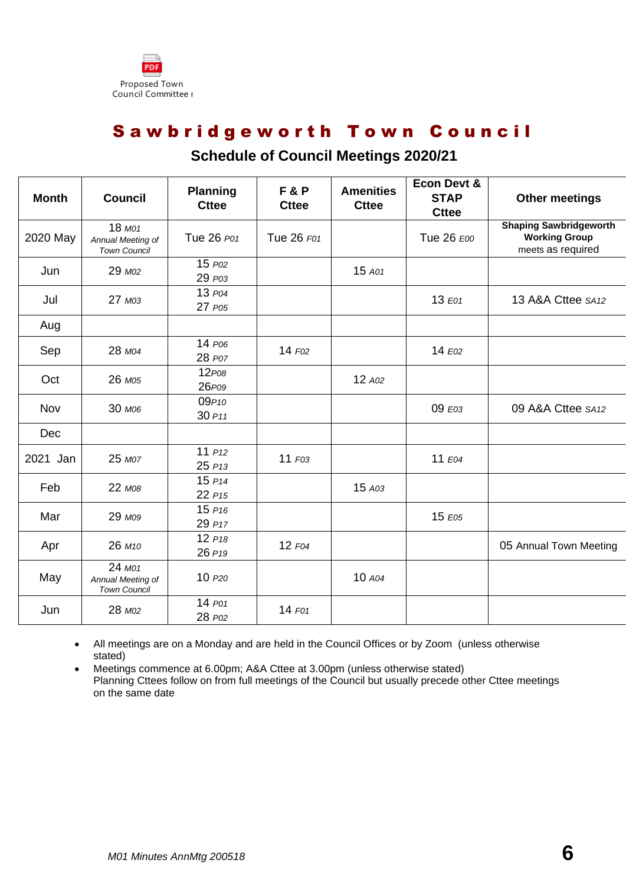Proposed Town Council Committee r

# Sawbridgeworth Town Council

## Schedule of Council Meetings 2020/21

| Month | Council | Planning Cttee | F & P Cttee | Amenities Cttee | Econ Devt & STAP Cttee | Other meetings |
|---|---|---|---|---|---|---|
| 2020 May | 18 *M01* *Annual Meeting of Town Council* | Tue 26 *P01* | Tue 26 *F01* | | Tue 26 *E00* | **Shaping Sawbridgeworth Working Group** meets as required |
| Jun | 29 *M02* | 15 *P02* 29 *P03* | | 15 *A01* | | |
| Jul | 27 *M03* | 13 *P04* 27 *P05* | | | 13 *E01* | 13 A&A Cttee *SA12* |
| Aug | | | | | | |
| Sep | 28 *M04* | 14 *P06* 28 *P07* | 14 *F02* | | 14 *E02* | |
| Oct | 26 *M05* | 12*P08* 26*P09* | | 12 *A02* | | |
| Nov | 30 *M06* | 09*P10* 30 *P11* | | | 09 *E03* | 09 A&A Cttee *SA12* |
| Dec | | | | | | |
| 2021 Jan | 25 *M07* | 11 *P12* 25 *P13* | 11 *F03* | | 11 *E04* | |
| Feb | 22 *M08* | 15 *P14* 22 *P15* | | 15 *A03* | | |
| Mar | 29 *M09* | 15 *P16* 29 *P17* | | | 15 *E05* | |
| Apr | 26 *M10* | 12 *P18* 26 *P19* | 12 *F04* | | | 05 Annual Town Meeting |
| May | 24 *M01* *Annual Meeting of Town Council* | 10 *P20* | | 10 *A04* | | |
| Jun | 28 *M02* | 14 *P01* 28 *P02* | 14 *F01* | | | |

- All meetings are on a Monday and are held in the Council Offices or by Zoom (unless otherwise stated)
- Meetings commence at 6.00pm; A&A Cttee at 3.00pm (unless otherwise stated)
  Planning Cttees follow on from full meetings of the Council but usually precede other Cttee meetings on the same date

*M01 Minutes AnnMtg 200518*